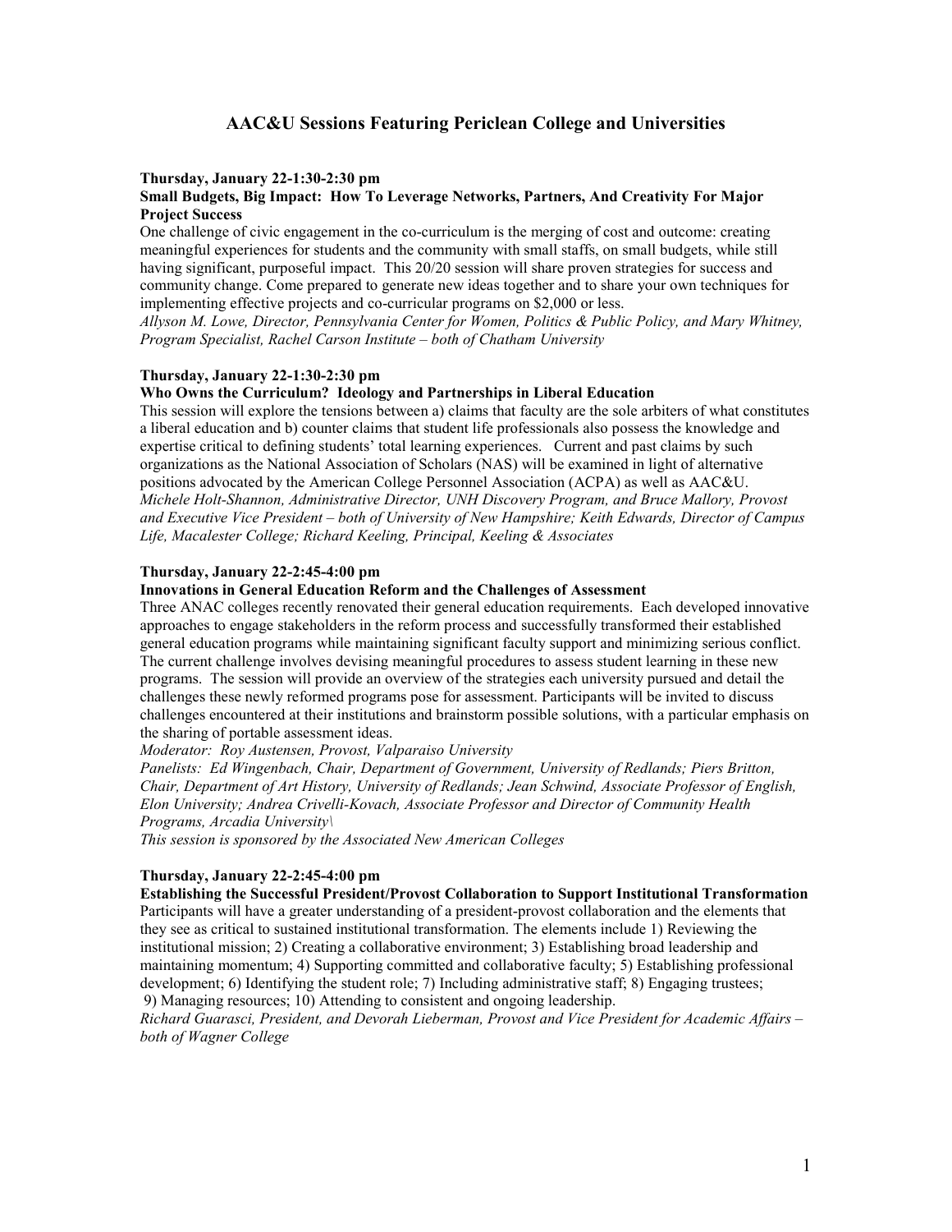# AAC&U Sessions Featuring Periclean College and Universities

**Thursday, January 22-1:30-2:30 pm**

**Small Budgets, Big Impact: How To Leverage Networks, Partners, And Creativity For Major Project Success**

One challenge of civic engagement in the co-curriculum is the merging of cost and outcome: creating meaningful experiences for students and the community with small staffs, on small budgets, while still having significant, purposeful impact. This 20/20 session will share proven strategies for success and community change. Come prepared to generate new ideas together and to share your own techniques for implementing effective projects and co-curricular programs on $2,000 or less.

*Allyson M. Lowe, Director, Pennsylvania Center for Women, Politics & Public Policy, and Mary Whitney, Program Specialist, Rachel Carson Institute – both of Chatham University*

**Thursday, January 22-1:30-2:30 pm**

**Who Owns the Curriculum? Ideology and Partnerships in Liberal Education**

This session will explore the tensions between a) claims that faculty are the sole arbiters of what constitutes a liberal education and b) counter claims that student life professionals also possess the knowledge and expertise critical to defining students' total learning experiences. Current and past claims by such organizations as the National Association of Scholars (NAS) will be examined in light of alternative positions advocated by the American College Personnel Association (ACPA) as well as AAC&U.

*Michele Holt-Shannon, Administrative Director, UNH Discovery Program, and Bruce Mallory, Provost and Executive Vice President – both of University of New Hampshire; Keith Edwards, Director of Campus Life, Macalester College; Richard Keeling, Principal, Keeling & Associates*

**Thursday, January 22-2:45-4:00 pm**

**Innovations in General Education Reform and the Challenges of Assessment**

Three ANAC colleges recently renovated their general education requirements. Each developed innovative approaches to engage stakeholders in the reform process and successfully transformed their established general education programs while maintaining significant faculty support and minimizing serious conflict. The current challenge involves devising meaningful procedures to assess student learning in these new programs. The session will provide an overview of the strategies each university pursued and detail the challenges these newly reformed programs pose for assessment. Participants will be invited to discuss challenges encountered at their institutions and brainstorm possible solutions, with a particular emphasis on the sharing of portable assessment ideas.

*Moderator: Roy Austensen, Provost, Valparaiso University*

*Panelists: Ed Wingenbach, Chair, Department of Government, University of Redlands; Piers Britton, Chair, Department of Art History, University of Redlands; Jean Schwind, Associate Professor of English, Elon University; Andrea Crivelli-Kovach, Associate Professor and Director of Community Health Programs, Arcadia University\*

*This session is sponsored by the Associated New American Colleges*

**Thursday, January 22-2:45-4:00 pm**

**Establishing the Successful President/Provost Collaboration to Support Institutional Transformation**

Participants will have a greater understanding of a president-provost collaboration and the elements that they see as critical to sustained institutional transformation. The elements include 1) Reviewing the institutional mission; 2) Creating a collaborative environment; 3) Establishing broad leadership and maintaining momentum; 4) Supporting committed and collaborative faculty; 5) Establishing professional development; 6) Identifying the student role; 7) Including administrative staff; 8) Engaging trustees; 9) Managing resources; 10) Attending to consistent and ongoing leadership.

*Richard Guarasci, President, and Devorah Lieberman, Provost and Vice President for Academic Affairs – both of Wagner College*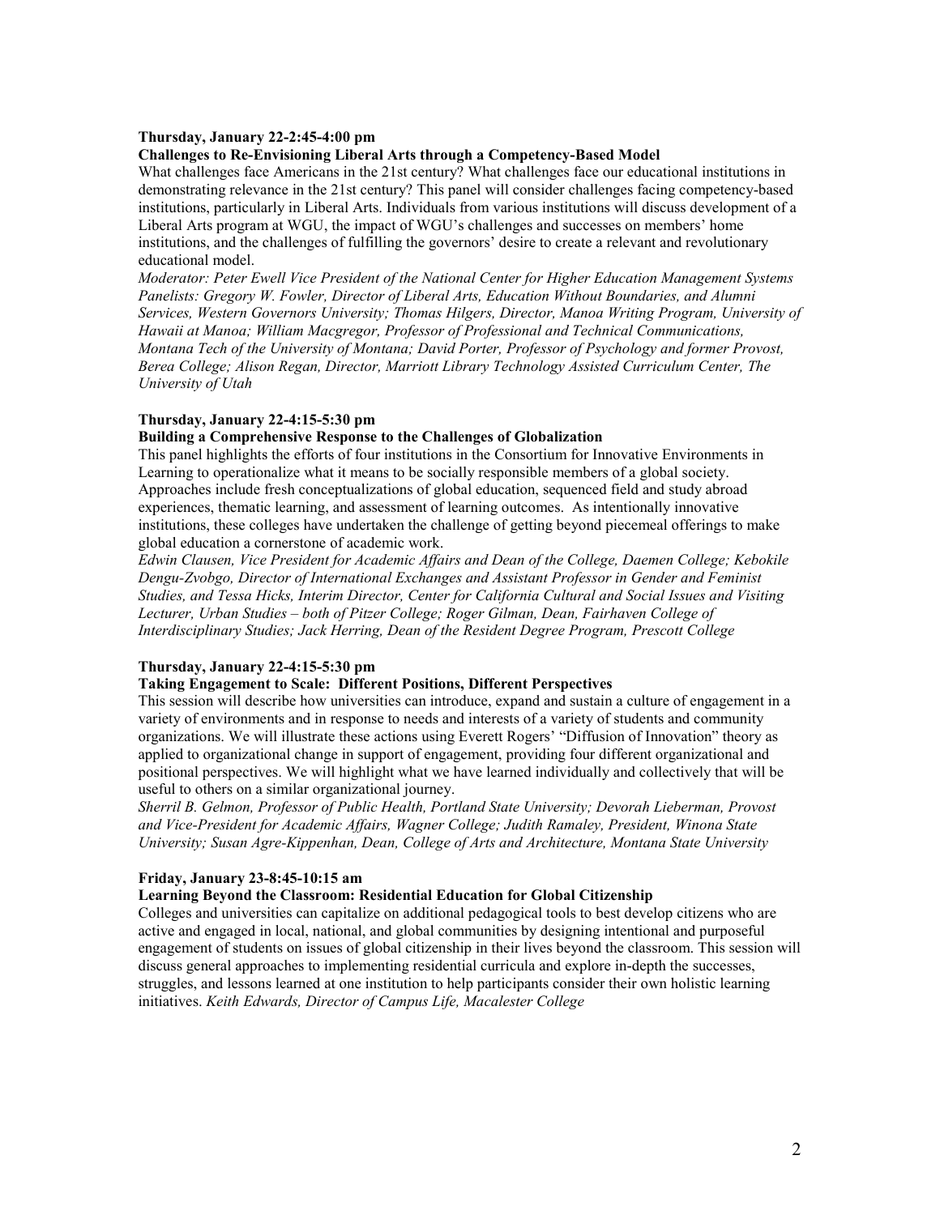**Thursday, January 22-2:45-4:00 pm**

**Challenges to Re-Envisioning Liberal Arts through a Competency-Based Model**

What challenges face Americans in the 21st century? What challenges face our educational institutions in demonstrating relevance in the 21st century? This panel will consider challenges facing competency-based institutions, particularly in Liberal Arts. Individuals from various institutions will discuss development of a Liberal Arts program at WGU, the impact of WGU's challenges and successes on members' home institutions, and the challenges of fulfilling the governors' desire to create a relevant and revolutionary educational model.

*Moderator: Peter Ewell Vice President of the National Center for Higher Education Management Systems Panelists: Gregory W. Fowler, Director of Liberal Arts, Education Without Boundaries, and Alumni Services, Western Governors University; Thomas Hilgers, Director, Manoa Writing Program, University of Hawaii at Manoa; William Macgregor, Professor of Professional and Technical Communications, Montana Tech of the University of Montana; David Porter, Professor of Psychology and former Provost, Berea College; Alison Regan, Director, Marriott Library Technology Assisted Curriculum Center, The University of Utah*

**Thursday, January 22-4:15-5:30 pm**

**Building a Comprehensive Response to the Challenges of Globalization**

This panel highlights the efforts of four institutions in the Consortium for Innovative Environments in Learning to operationalize what it means to be socially responsible members of a global society. Approaches include fresh conceptualizations of global education, sequenced field and study abroad experiences, thematic learning, and assessment of learning outcomes. As intentionally innovative institutions, these colleges have undertaken the challenge of getting beyond piecemeal offerings to make global education a cornerstone of academic work.

*Edwin Clausen, Vice President for Academic Affairs and Dean of the College, Daemen College; Kebokile Dengu-Zvobgo, Director of International Exchanges and Assistant Professor in Gender and Feminist Studies, and Tessa Hicks, Interim Director, Center for California Cultural and Social Issues and Visiting Lecturer, Urban Studies – both of Pitzer College; Roger Gilman, Dean, Fairhaven College of Interdisciplinary Studies; Jack Herring, Dean of the Resident Degree Program, Prescott College*

**Thursday, January 22-4:15-5:30 pm**

**Taking Engagement to Scale: Different Positions, Different Perspectives**

This session will describe how universities can introduce, expand and sustain a culture of engagement in a variety of environments and in response to needs and interests of a variety of students and community organizations. We will illustrate these actions using Everett Rogers' "Diffusion of Innovation" theory as applied to organizational change in support of engagement, providing four different organizational and positional perspectives. We will highlight what we have learned individually and collectively that will be useful to others on a similar organizational journey.

*Sherril B. Gelmon, Professor of Public Health, Portland State University; Devorah Lieberman, Provost and Vice-President for Academic Affairs, Wagner College; Judith Ramaley, President, Winona State University; Susan Agre-Kippenhan, Dean, College of Arts and Architecture, Montana State University*

**Friday, January 23-8:45-10:15 am**

**Learning Beyond the Classroom: Residential Education for Global Citizenship**

Colleges and universities can capitalize on additional pedagogical tools to best develop citizens who are active and engaged in local, national, and global communities by designing intentional and purposeful engagement of students on issues of global citizenship in their lives beyond the classroom. This session will discuss general approaches to implementing residential curricula and explore in-depth the successes, struggles, and lessons learned at one institution to help participants consider their own holistic learning initiatives. *Keith Edwards, Director of Campus Life, Macalester College*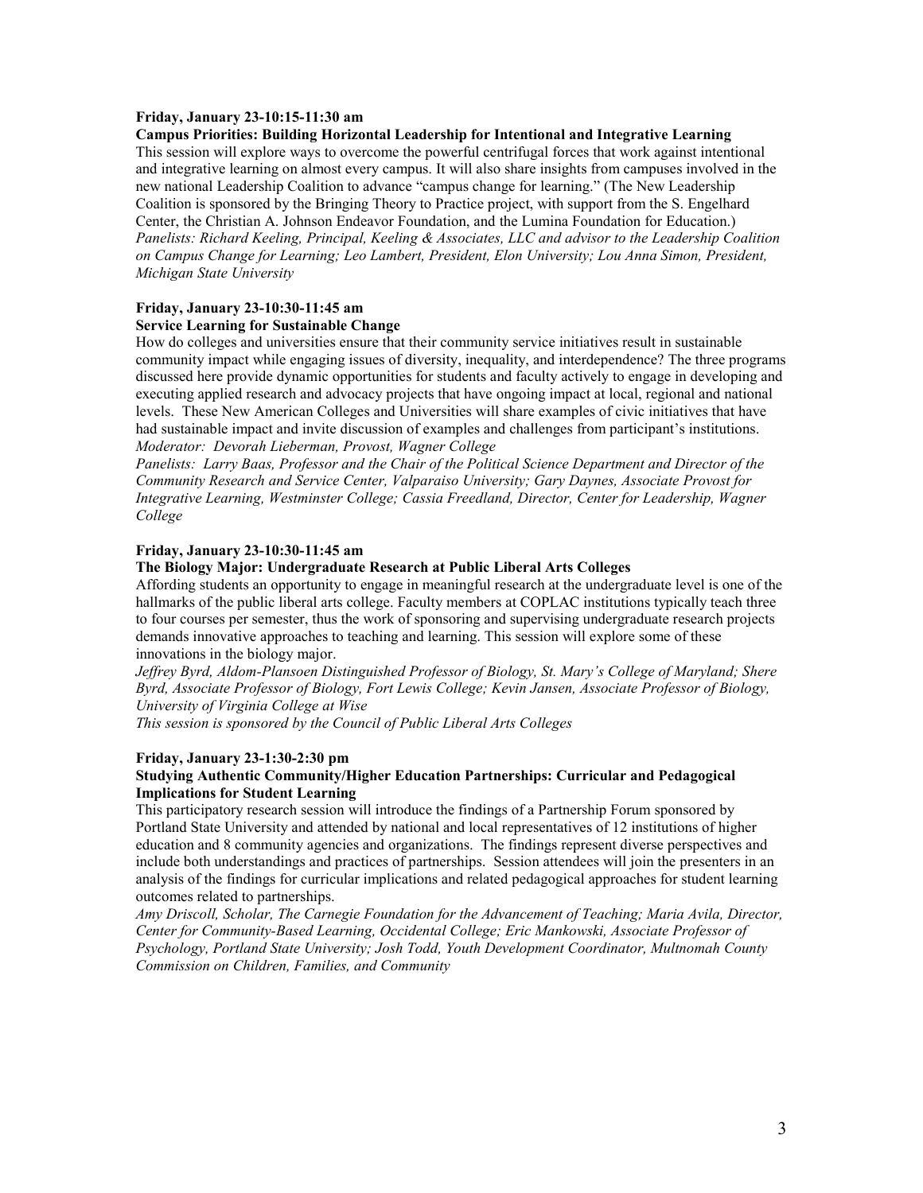**Friday, January 23-10:15-11:30 am**

**Campus Priorities: Building Horizontal Leadership for Intentional and Integrative Learning**

This session will explore ways to overcome the powerful centrifugal forces that work against intentional and integrative learning on almost every campus. It will also share insights from campuses involved in the new national Leadership Coalition to advance "campus change for learning." (The New Leadership Coalition is sponsored by the Bringing Theory to Practice project, with support from the S. Engelhard Center, the Christian A. Johnson Endeavor Foundation, and the Lumina Foundation for Education.)

*Panelists: Richard Keeling, Principal, Keeling & Associates, LLC and advisor to the Leadership Coalition on Campus Change for Learning; Leo Lambert, President, Elon University; Lou Anna Simon, President, Michigan State University*

**Friday, January 23-10:30-11:45 am**

**Service Learning for Sustainable Change**

How do colleges and universities ensure that their community service initiatives result in sustainable community impact while engaging issues of diversity, inequality, and interdependence? The three programs discussed here provide dynamic opportunities for students and faculty actively to engage in developing and executing applied research and advocacy projects that have ongoing impact at local, regional and national levels. These New American Colleges and Universities will share examples of civic initiatives that have had sustainable impact and invite discussion of examples and challenges from participant's institutions.

*Moderator: Devorah Lieberman, Provost, Wagner College*

*Panelists: Larry Baas, Professor and the Chair of the Political Science Department and Director of the Community Research and Service Center, Valparaiso University; Gary Daynes, Associate Provost for Integrative Learning, Westminster College; Cassia Freedland, Director, Center for Leadership, Wagner College*

**Friday, January 23-10:30-11:45 am**

**The Biology Major: Undergraduate Research at Public Liberal Arts Colleges**

Affording students an opportunity to engage in meaningful research at the undergraduate level is one of the hallmarks of the public liberal arts college. Faculty members at COPLAC institutions typically teach three to four courses per semester, thus the work of sponsoring and supervising undergraduate research projects demands innovative approaches to teaching and learning. This session will explore some of these innovations in the biology major.

*Jeffrey Byrd, Aldom-Plansoen Distinguished Professor of Biology, St. Mary's College of Maryland; Shere Byrd, Associate Professor of Biology, Fort Lewis College; Kevin Jansen, Associate Professor of Biology, University of Virginia College at Wise*

*This session is sponsored by the Council of Public Liberal Arts Colleges*

**Friday, January 23-1:30-2:30 pm**

**Studying Authentic Community/Higher Education Partnerships: Curricular and Pedagogical Implications for Student Learning**

This participatory research session will introduce the findings of a Partnership Forum sponsored by Portland State University and attended by national and local representatives of 12 institutions of higher education and 8 community agencies and organizations. The findings represent diverse perspectives and include both understandings and practices of partnerships. Session attendees will join the presenters in an analysis of the findings for curricular implications and related pedagogical approaches for student learning outcomes related to partnerships.

*Amy Driscoll, Scholar, The Carnegie Foundation for the Advancement of Teaching; Maria Avila, Director, Center for Community-Based Learning, Occidental College; Eric Mankowski, Associate Professor of Psychology, Portland State University; Josh Todd, Youth Development Coordinator, Multnomah County Commission on Children, Families, and Community*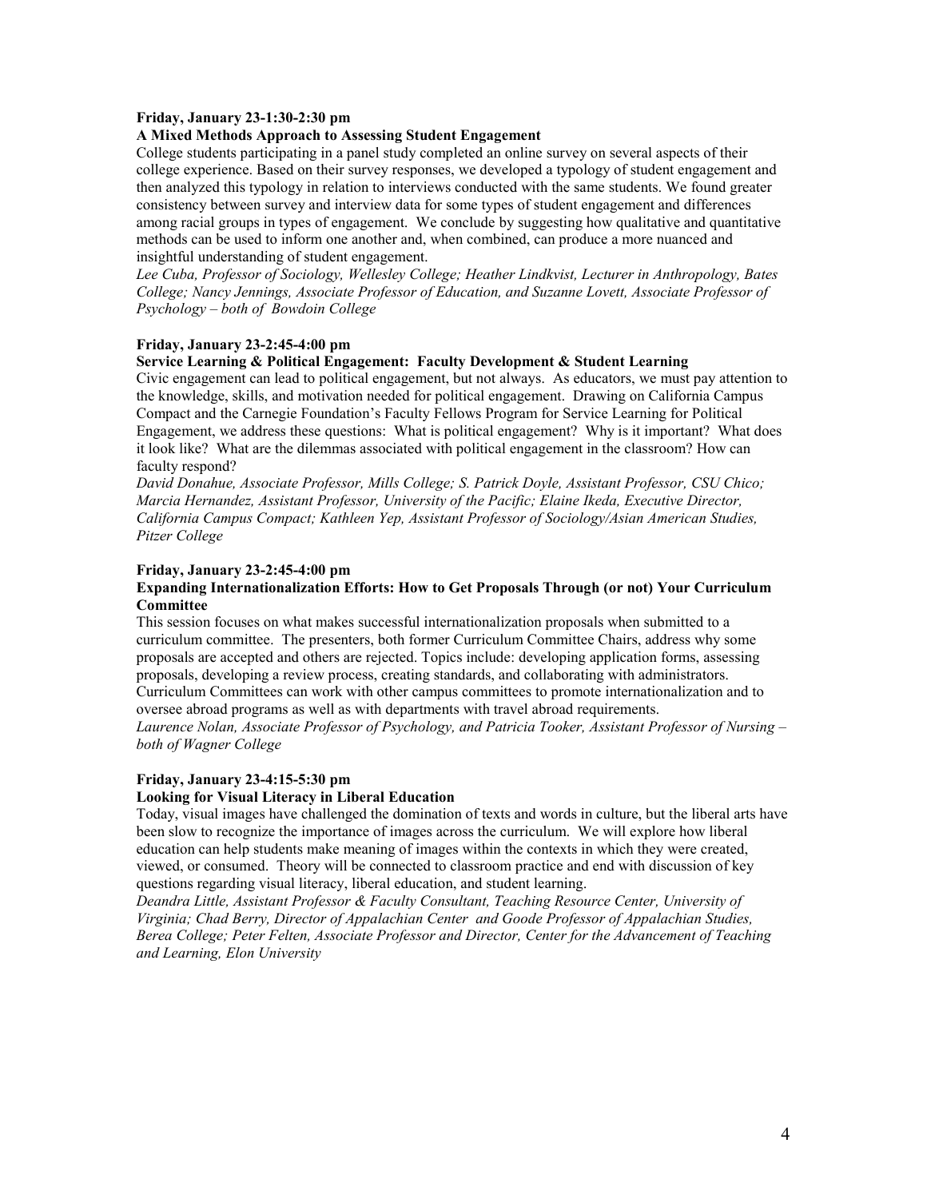**Friday, January 23-1:30-2:30 pm**

**A Mixed Methods Approach to Assessing Student Engagement**

College students participating in a panel study completed an online survey on several aspects of their college experience. Based on their survey responses, we developed a typology of student engagement and then analyzed this typology in relation to interviews conducted with the same students. We found greater consistency between survey and interview data for some types of student engagement and differences among racial groups in types of engagement. We conclude by suggesting how qualitative and quantitative methods can be used to inform one another and, when combined, can produce a more nuanced and insightful understanding of student engagement.

*Lee Cuba, Professor of Sociology, Wellesley College; Heather Lindkvist, Lecturer in Anthropology, Bates College; Nancy Jennings, Associate Professor of Education, and Suzanne Lovett, Associate Professor of Psychology – both of Bowdoin College*

**Friday, January 23-2:45-4:00 pm**

**Service Learning & Political Engagement: Faculty Development & Student Learning**

Civic engagement can lead to political engagement, but not always. As educators, we must pay attention to the knowledge, skills, and motivation needed for political engagement. Drawing on California Campus Compact and the Carnegie Foundation's Faculty Fellows Program for Service Learning for Political Engagement, we address these questions: What is political engagement? Why is it important? What does it look like? What are the dilemmas associated with political engagement in the classroom? How can faculty respond?

*David Donahue, Associate Professor, Mills College; S. Patrick Doyle, Assistant Professor, CSU Chico; Marcia Hernandez, Assistant Professor, University of the Pacific; Elaine Ikeda, Executive Director, California Campus Compact; Kathleen Yep, Assistant Professor of Sociology/Asian American Studies, Pitzer College*

**Friday, January 23-2:45-4:00 pm**

**Expanding Internationalization Efforts: How to Get Proposals Through (or not) Your Curriculum Committee**

This session focuses on what makes successful internationalization proposals when submitted to a curriculum committee. The presenters, both former Curriculum Committee Chairs, address why some proposals are accepted and others are rejected. Topics include: developing application forms, assessing proposals, developing a review process, creating standards, and collaborating with administrators. Curriculum Committees can work with other campus committees to promote internationalization and to oversee abroad programs as well as with departments with travel abroad requirements.

*Laurence Nolan, Associate Professor of Psychology, and Patricia Tooker, Assistant Professor of Nursing – both of Wagner College*

**Friday, January 23-4:15-5:30 pm**

**Looking for Visual Literacy in Liberal Education**

Today, visual images have challenged the domination of texts and words in culture, but the liberal arts have been slow to recognize the importance of images across the curriculum. We will explore how liberal education can help students make meaning of images within the contexts in which they were created, viewed, or consumed. Theory will be connected to classroom practice and end with discussion of key questions regarding visual literacy, liberal education, and student learning.

*Deandra Little, Assistant Professor & Faculty Consultant, Teaching Resource Center, University of Virginia; Chad Berry, Director of Appalachian Center and Goode Professor of Appalachian Studies, Berea College; Peter Felten, Associate Professor and Director, Center for the Advancement of Teaching and Learning, Elon University*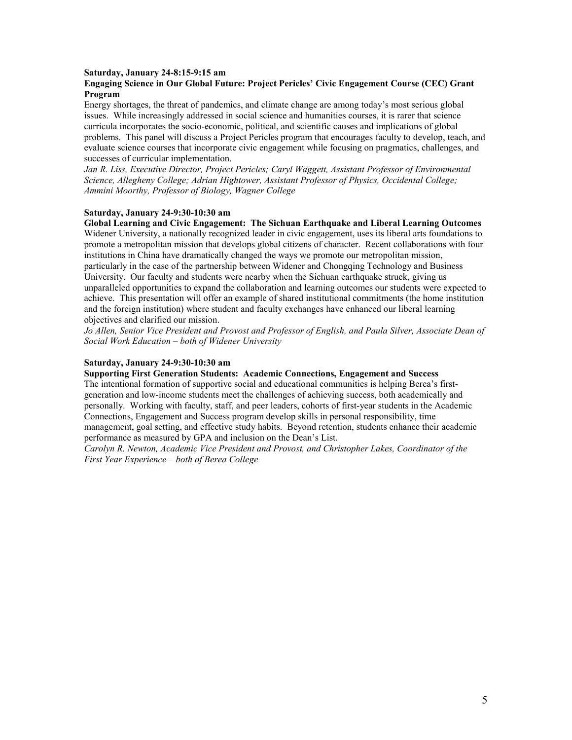**Saturday, January 24-8:15-9:15 am**

**Engaging Science in Our Global Future: Project Pericles' Civic Engagement Course (CEC) Grant Program**

Energy shortages, the threat of pandemics, and climate change are among today's most serious global issues. While increasingly addressed in social science and humanities courses, it is rarer that science curricula incorporates the socio-economic, political, and scientific causes and implications of global problems. This panel will discuss a Project Pericles program that encourages faculty to develop, teach, and evaluate science courses that incorporate civic engagement while focusing on pragmatics, challenges, and successes of curricular implementation.

*Jan R. Liss, Executive Director, Project Pericles; Caryl Waggett, Assistant Professor of Environmental Science, Allegheny College; Adrian Hightower, Assistant Professor of Physics, Occidental College; Ammini Moorthy, Professor of Biology, Wagner College*

**Saturday, January 24-9:30-10:30 am**

**Global Learning and Civic Engagement: The Sichuan Earthquake and Liberal Learning Outcomes**

Widener University, a nationally recognized leader in civic engagement, uses its liberal arts foundations to promote a metropolitan mission that develops global citizens of character. Recent collaborations with four institutions in China have dramatically changed the ways we promote our metropolitan mission, particularly in the case of the partnership between Widener and Chongqing Technology and Business University. Our faculty and students were nearby when the Sichuan earthquake struck, giving us unparalleled opportunities to expand the collaboration and learning outcomes our students were expected to achieve. This presentation will offer an example of shared institutional commitments (the home institution and the foreign institution) where student and faculty exchanges have enhanced our liberal learning objectives and clarified our mission.

*Jo Allen, Senior Vice President and Provost and Professor of English, and Paula Silver, Associate Dean of Social Work Education – both of Widener University*

**Saturday, January 24-9:30-10:30 am**

**Supporting First Generation Students: Academic Connections, Engagement and Success**

The intentional formation of supportive social and educational communities is helping Berea's first-generation and low-income students meet the challenges of achieving success, both academically and personally. Working with faculty, staff, and peer leaders, cohorts of first-year students in the Academic Connections, Engagement and Success program develop skills in personal responsibility, time management, goal setting, and effective study habits. Beyond retention, students enhance their academic performance as measured by GPA and inclusion on the Dean's List.

*Carolyn R. Newton, Academic Vice President and Provost, and Christopher Lakes, Coordinator of the First Year Experience – both of Berea College*